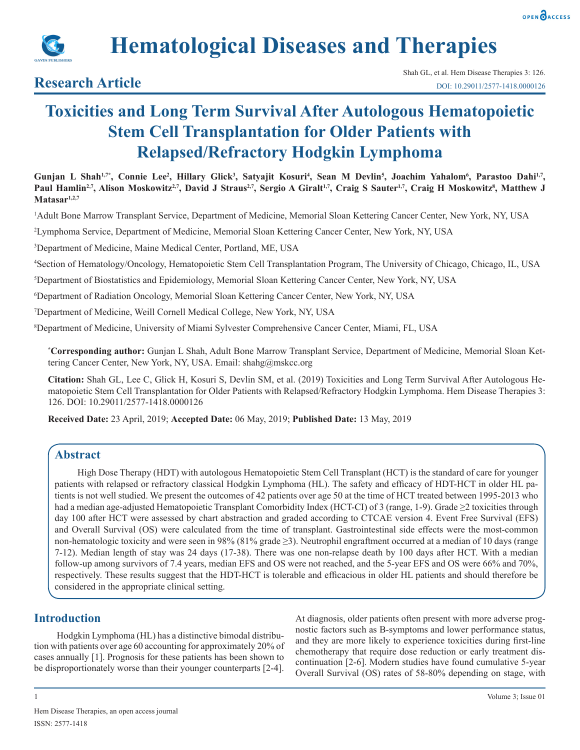# Hematological Diseases and Therapies

## Research Article

DOI: 10.29011/2577-1418.0000126

# Toxicities and Long Term Survival After Autologous Hematopoietic Stem Cell Transplantation for Older Patients with Relapsed/Refractory Hodgkin Lymphoma

**Gunjan L Shah[1,7*], Connie Lee[2], Hillary Glick[3], Satyajit Kosuri[4], Sean M Devlin[5], Joachim Yahalom[6], Parastoo Dahi[1,7], Paul Hamlin[2,7], Alison Moskowitz[2,7], David J Straus[2,7], Sergio A Giralt[1,7], Craig S Sauter[1,7], Craig H Moskowitz[8], Matthew J Matasar[1,2,7]**

[1]Adult Bone Marrow Transplant Service, Department of Medicine, Memorial Sloan Kettering Cancer Center, New York, NY, USA

[2]Lymphoma Service, Department of Medicine, Memorial Sloan Kettering Cancer Center, New York, NY, USA

[3]Department of Medicine, Maine Medical Center, Portland, ME, USA

[4]Section of Hematology/Oncology, Hematopoietic Stem Cell Transplantation Program, The University of Chicago, Chicago, IL, USA

[5]Department of Biostatistics and Epidemiology, Memorial Sloan Kettering Cancer Center, New York, NY, USA

[6]Department of Radiation Oncology, Memorial Sloan Kettering Cancer Center, New York, NY, USA

[7]Department of Medicine, Weill Cornell Medical College, New York, NY, USA

[8]Department of Medicine, University of Miami Sylvester Comprehensive Cancer Center, Miami, FL, USA

**\*Corresponding author:** Gunjan L Shah, Adult Bone Marrow Transplant Service, Department of Medicine, Memorial Sloan Kettering Cancer Center, New York, NY, USA. Email: shahg@mskcc.org

**Citation:** Shah GL, Lee C, Glick H, Kosuri S, Devlin SM, et al. (2019) Toxicities and Long Term Survival After Autologous Hematopoietic Stem Cell Transplantation for Older Patients with Relapsed/Refractory Hodgkin Lymphoma. Hem Disease Therapies 3: 126. DOI: 10.29011/2577-1418.0000126

**Received Date:** 23 April, 2019; **Accepted Date:** 06 May, 2019; **Published Date:** 13 May, 2019

## Abstract

High Dose Therapy (HDT) with autologous Hematopoietic Stem Cell Transplant (HCT) is the standard of care for younger patients with relapsed or refractory classical Hodgkin Lymphoma (HL). The safety and efficacy of HDT-HCT in older HL patients is not well studied. We present the outcomes of 42 patients over age 50 at the time of HCT treated between 1995-2013 who had a median age-adjusted Hematopoietic Transplant Comorbidity Index (HCT-CI) of 3 (range, 1-9). Grade ≥2 toxicities through day 100 after HCT were assessed by chart abstraction and graded according to CTCAE version 4. Event Free Survival (EFS) and Overall Survival (OS) were calculated from the time of transplant. Gastrointestinal side effects were the most-common non-hematologic toxicity and were seen in 98% (81% grade ≥3). Neutrophil engraftment occurred at a median of 10 days (range 7-12). Median length of stay was 24 days (17-38). There was one non-relapse death by 100 days after HCT. With a median follow-up among survivors of 7.4 years, median EFS and OS were not reached, and the 5-year EFS and OS were 66% and 70%, respectively. These results suggest that the HDT-HCT is tolerable and efficacious in older HL patients and should therefore be considered in the appropriate clinical setting.

## Introduction

Hodgkin Lymphoma (HL) has a distinctive bimodal distribution with patients over age 60 accounting for approximately 20% of cases annually [1]. Prognosis for these patients has been shown to be disproportionately worse than their younger counterparts [2-4]. At diagnosis, older patients often present with more adverse prognostic factors such as B-symptoms and lower performance status, and they are more likely to experience toxicities during first-line chemotherapy that require dose reduction or early treatment discontinuation [2-6]. Modern studies have found cumulative 5-year Overall Survival (OS) rates of 58-80% depending on stage, with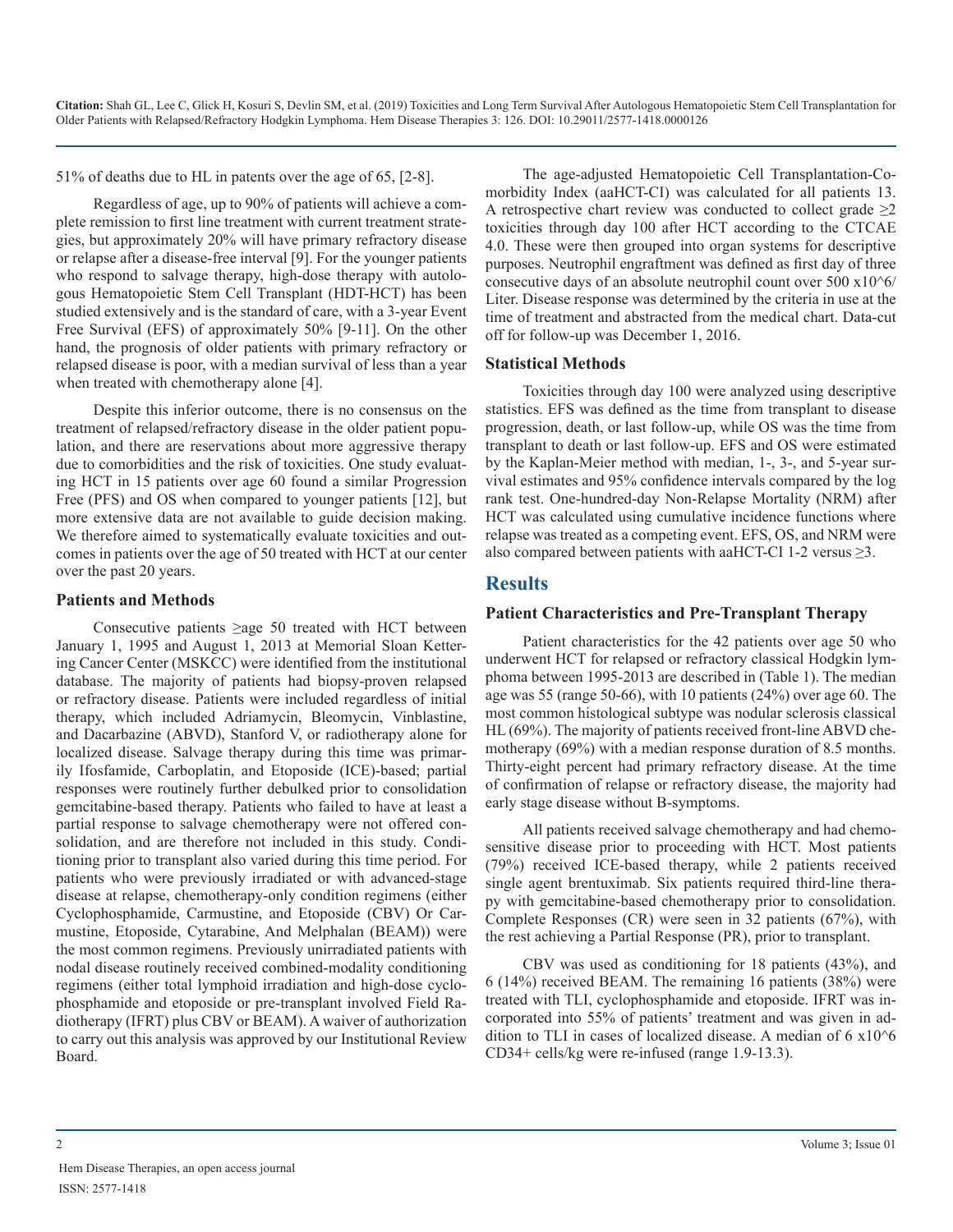51% of deaths due to HL in patents over the age of 65, [2-8].

Regardless of age, up to 90% of patients will achieve a complete remission to first line treatment with current treatment strategies, but approximately 20% will have primary refractory disease or relapse after a disease-free interval [9]. For the younger patients who respond to salvage therapy, high-dose therapy with autologous Hematopoietic Stem Cell Transplant (HDT-HCT) has been studied extensively and is the standard of care, with a 3-year Event Free Survival (EFS) of approximately 50% [9-11]. On the other hand, the prognosis of older patients with primary refractory or relapsed disease is poor, with a median survival of less than a year when treated with chemotherapy alone [4].

Despite this inferior outcome, there is no consensus on the treatment of relapsed/refractory disease in the older patient population, and there are reservations about more aggressive therapy due to comorbidities and the risk of toxicities. One study evaluating HCT in 15 patients over age 60 found a similar Progression Free (PFS) and OS when compared to younger patients [12], but more extensive data are not available to guide decision making. We therefore aimed to systematically evaluate toxicities and outcomes in patients over the age of 50 treated with HCT at our center over the past 20 years.

### Patients and Methods

Consecutive patients ≥age 50 treated with HCT between January 1, 1995 and August 1, 2013 at Memorial Sloan Kettering Cancer Center (MSKCC) were identified from the institutional database. The majority of patients had biopsy-proven relapsed or refractory disease. Patients were included regardless of initial therapy, which included Adriamycin, Bleomycin, Vinblastine, and Dacarbazine (ABVD), Stanford V, or radiotherapy alone for localized disease. Salvage therapy during this time was primarily Ifosfamide, Carboplatin, and Etoposide (ICE)-based; partial responses were routinely further debulked prior to consolidation gemcitabine-based therapy. Patients who failed to have at least a partial response to salvage chemotherapy were not offered consolidation, and are therefore not included in this study. Conditioning prior to transplant also varied during this time period. For patients who were previously unirradiated or with advanced-stage disease at relapse, chemotherapy-only condition regimens (either Cyclophosphamide, Carmustine, and Etoposide (CBV) Or Carmustine, Etoposide, Cytarabine, And Melphalan (BEAM)) were the most common regimens. Previously unirradiated patients with nodal disease routinely received combined-modality conditioning regimens (either total lymphoid irradiation and high-dose cyclophosphamide and etoposide or pre-transplant involved Field Radiotherapy (IFRT) plus CBV or BEAM). A waiver of authorization to carry out this analysis was approved by our Institutional Review Board.

The age-adjusted Hematopoietic Cell Transplantation-Comorbidity Index (aaHCT-CI) was calculated for all patients 13. A retrospective chart review was conducted to collect grade ≥2 toxicities through day 100 after HCT according to the CTCAE 4.0. These were then grouped into organ systems for descriptive purposes. Neutrophil engraftment was defined as first day of three consecutive days of an absolute neutrophil count over 500 x10^6/ Liter. Disease response was determined by the criteria in use at the time of treatment and abstracted from the medical chart. Data-cut off for follow-up was December 1, 2016.

### Statistical Methods

Toxicities through day 100 were analyzed using descriptive statistics. EFS was defined as the time from transplant to disease progression, death, or last follow-up, while OS was the time from transplant to death or last follow-up. EFS and OS were estimated by the Kaplan-Meier method with median, 1-, 3-, and 5-year survival estimates and 95% confidence intervals compared by the log rank test. One-hundred-day Non-Relapse Mortality (NRM) after HCT was calculated using cumulative incidence functions where relapse was treated as a competing event. EFS, OS, and NRM were also compared between patients with aaHCT-CI 1-2 versus ≥3.

## Results

### Patient Characteristics and Pre-Transplant Therapy

Patient characteristics for the 42 patients over age 50 who underwent HCT for relapsed or refractory classical Hodgkin lymphoma between 1995-2013 are described in (Table 1). The median age was 55 (range 50-66), with 10 patients (24%) over age 60. The most common histological subtype was nodular sclerosis classical HL (69%). The majority of patients received front-line ABVD chemotherapy (69%) with a median response duration of 8.5 months. Thirty-eight percent had primary refractory disease. At the time of confirmation of relapse or refractory disease, the majority had early stage disease without B-symptoms.

All patients received salvage chemotherapy and had chemosensitive disease prior to proceeding with HCT. Most patients (79%) received ICE-based therapy, while 2 patients received single agent brentuximab. Six patients required third-line therapy with gemcitabine-based chemotherapy prior to consolidation. Complete Responses (CR) were seen in 32 patients (67%), with the rest achieving a Partial Response (PR), prior to transplant.

CBV was used as conditioning for 18 patients (43%), and 6 (14%) received BEAM. The remaining 16 patients (38%) were treated with TLI, cyclophosphamide and etoposide. IFRT was incorporated into 55% of patients' treatment and was given in addition to TLI in cases of localized disease. A median of 6 x10^6 CD34+ cells/kg were re-infused (range 1.9-13.3).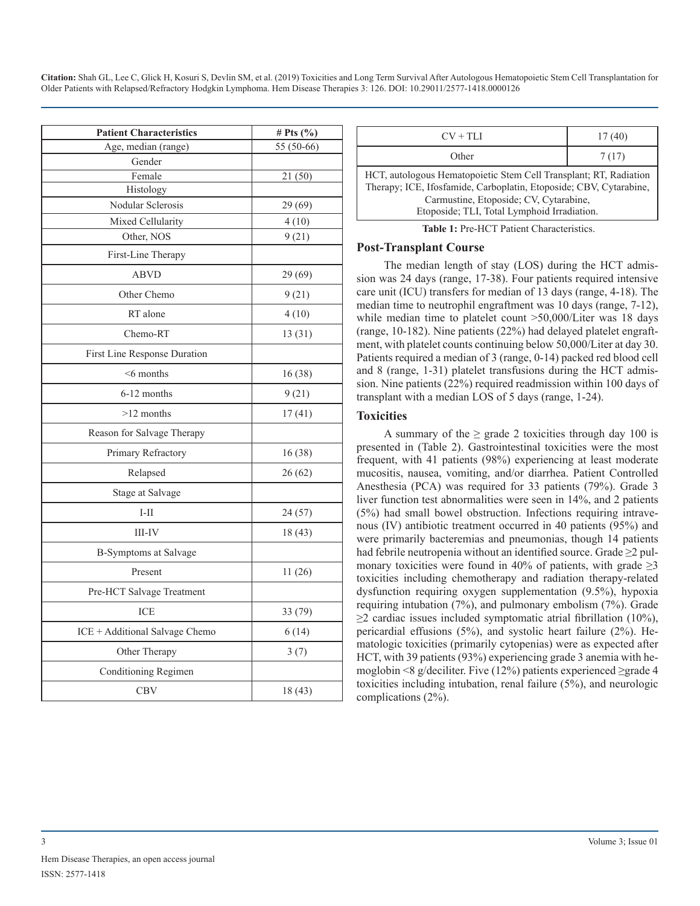| Patient Characteristics | # Pts (%) |
|---|---|
| Age, median (range) | 55 (50-66) |
| Gender | |
| Female | 21 (50) |
| Histology | |
| Nodular Sclerosis | 29 (69) |
| Mixed Cellularity | 4 (10) |
| Other, NOS | 9 (21) |
| First-Line Therapy | |
| ABVD | 29 (69) |
| Other Chemo | 9 (21) |
| RT alone | 4 (10) |
| Chemo-RT | 13 (31) |
| First Line Response Duration | |
| <6 months | 16 (38) |
| 6-12 months | 9 (21) |
| >12 months | 17 (41) |
| Reason for Salvage Therapy | |
| Primary Refractory | 16 (38) |
| Relapsed | 26 (62) |
| Stage at Salvage | |
| I-II | 24 (57) |
| III-IV | 18 (43) |
| B-Symptoms at Salvage | |
| Present | 11 (26) |
| Pre-HCT Salvage Treatment | |
| ICE | 33 (79) |
| ICE + Additional Salvage Chemo | 6 (14) |
| Other Therapy | 3 (7) |
| Conditioning Regimen | |
| CBV | 18 (43) |
| CV + TLI | 17 (40) |
| Other | 7 (17) |

HCT, autologous Hematopoietic Stem Cell Transplant; RT, Radiation Therapy; ICE, Ifosfamide, Carboplatin, Etoposide; CBV, Cytarabine, Carmustine, Etoposide; CV, Cytarabine, Etoposide; TLI, Total Lymphoid Irradiation.

**Table 1:** Pre-HCT Patient Characteristics.

## Post-Transplant Course

The median length of stay (LOS) during the HCT admission was 24 days (range, 17-38). Four patients required intensive care unit (ICU) transfers for median of 13 days (range, 4-18). The median time to neutrophil engraftment was 10 days (range, 7-12), while median time to platelet count >50,000/Liter was 18 days (range, 10-182). Nine patients (22%) had delayed platelet engraftment, with platelet counts continuing below 50,000/Liter at day 30. Patients required a median of 3 (range, 0-14) packed red blood cell and 8 (range, 1-31) platelet transfusions during the HCT admission. Nine patients (22%) required readmission within 100 days of transplant with a median LOS of 5 days (range, 1-24).

## Toxicities

A summary of the ≥ grade 2 toxicities through day 100 is presented in (Table 2). Gastrointestinal toxicities were the most frequent, with 41 patients (98%) experiencing at least moderate mucositis, nausea, vomiting, and/or diarrhea. Patient Controlled Anesthesia (PCA) was required for 33 patients (79%). Grade 3 liver function test abnormalities were seen in 14%, and 2 patients (5%) had small bowel obstruction. Infections requiring intravenous (IV) antibiotic treatment occurred in 40 patients (95%) and were primarily bacteremias and pneumonias, though 14 patients had febrile neutropenia without an identified source. Grade ≥2 pulmonary toxicities were found in 40% of patients, with grade ≥3 toxicities including chemotherapy and radiation therapy-related dysfunction requiring oxygen supplementation (9.5%), hypoxia requiring intubation (7%), and pulmonary embolism (7%). Grade ≥2 cardiac issues included symptomatic atrial fibrillation (10%), pericardial effusions (5%), and systolic heart failure (2%). Hematologic toxicities (primarily cytopenias) were as expected after HCT, with 39 patients (93%) experiencing grade 3 anemia with hemoglobin <8 g/deciliter. Five (12%) patients experienced ≥grade 4 toxicities including intubation, renal failure (5%), and neurologic complications (2%).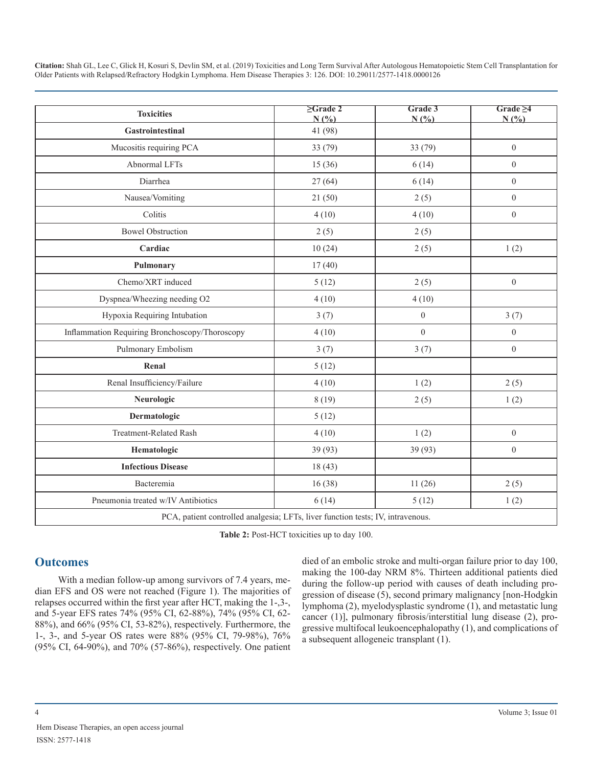| Toxicities | ≥Grade 2 N (%) | Grade 3 N (%) | Grade ≥4 N (%) |
|---|---|---|---|
| **Gastrointestinal** | 41 (98) | | |
| Mucositis requiring PCA | 33 (79) | 33 (79) | 0 |
| Abnormal LFTs | 15 (36) | 6 (14) | 0 |
| Diarrhea | 27 (64) | 6 (14) | 0 |
| Nausea/Vomiting | 21 (50) | 2 (5) | 0 |
| Colitis | 4 (10) | 4 (10) | 0 |
| Bowel Obstruction | 2 (5) | 2 (5) | |
| **Cardiac** | 10 (24) | 2 (5) | 1 (2) |
| **Pulmonary** | 17 (40) | | |
| Chemo/XRT induced | 5 (12) | 2 (5) | 0 |
| Dyspnea/Wheezing needing O2 | 4 (10) | 4 (10) | |
| Hypoxia Requiring Intubation | 3 (7) | 0 | 3 (7) |
| Inflammation Requiring Bronchoscopy/Thoroscopy | 4 (10) | 0 | 0 |
| Pulmonary Embolism | 3 (7) | 3 (7) | 0 |
| **Renal** | 5 (12) | | |
| Renal Insufficiency/Failure | 4 (10) | 1 (2) | 2 (5) |
| **Neurologic** | 8 (19) | 2 (5) | 1 (2) |
| **Dermatologic** | 5 (12) | | |
| Treatment-Related Rash | 4 (10) | 1 (2) | 0 |
| **Hematologic** | 39 (93) | 39 (93) | 0 |
| **Infectious Disease** | 18 (43) | | |
| Bacteremia | 16 (38) | 11 (26) | 2 (5) |
| Pneumonia treated w/IV Antibiotics | 6 (14) | 5 (12) | 1 (2) |
| PCA, patient controlled analgesia; LFTs, liver function tests; IV, intravenous. | | | |

**Table 2:** Post-HCT toxicities up to day 100.

## Outcomes

With a median follow-up among survivors of 7.4 years, median EFS and OS were not reached (Figure 1). The majorities of relapses occurred within the first year after HCT, making the 1-,3-, and 5-year EFS rates 74% (95% CI, 62-88%), 74% (95% CI, 62-88%), and 66% (95% CI, 53-82%), respectively. Furthermore, the 1-, 3-, and 5-year OS rates were 88% (95% CI, 79-98%), 76% (95% CI, 64-90%), and 70% (57-86%), respectively. One patient died of an embolic stroke and multi-organ failure prior to day 100, making the 100-day NRM 8%. Thirteen additional patients died during the follow-up period with causes of death including progression of disease (5), second primary malignancy [non-Hodgkin lymphoma (2), myelodysplastic syndrome (1), and metastatic lung cancer (1)], pulmonary fibrosis/interstitial lung disease (2), progressive multifocal leukoencephalopathy (1), and complications of a subsequent allogeneic transplant (1).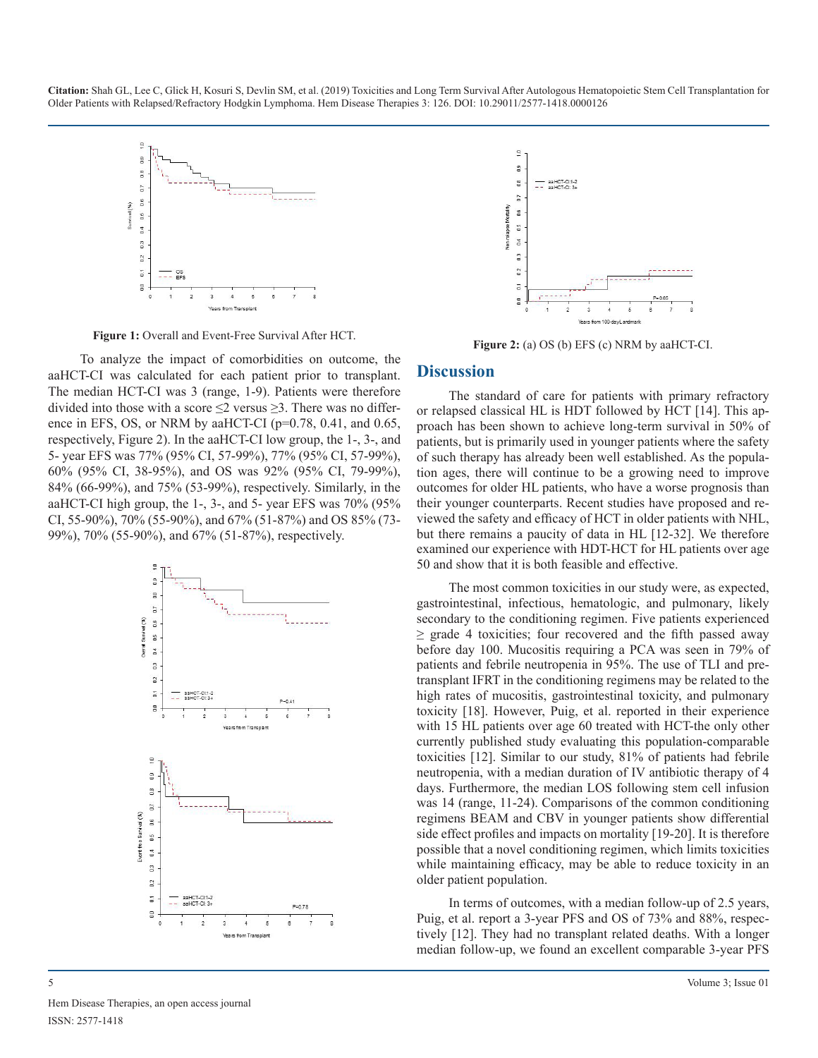Figure 1: Overall and Event-Free Survival After HCT.

To analyze the impact of comorbidities on outcome, the aaHCT-CI was calculated for each patient prior to transplant. The median HCT-CI was 3 (range, 1-9). Patients were therefore divided into those with a score ≤2 versus ≥3. There was no difference in EFS, OS, or NRM by aaHCT-CI (p=0.78, 0.41, and 0.65, respectively, Figure 2). In the aaHCT-CI low group, the 1-, 3-, and 5- year EFS was 77% (95% CI, 57-99%), 77% (95% CI, 57-99%), 60% (95% CI, 38-95%), and OS was 92% (95% CI, 79-99%), 84% (66-99%), and 75% (53-99%), respectively. Similarly, in the aaHCT-CI high group, the 1-, 3-, and 5- year EFS was 70% (95% CI, 55-90%), 70% (55-90%), and 67% (51-87%) and OS 85% (73-99%), 70% (55-90%), and 67% (51-87%), respectively.

Figure 2: (a) OS (b) EFS (c) NRM by aaHCT-CI.

## Discussion

The standard of care for patients with primary refractory or relapsed classical HL is HDT followed by HCT [14]. This approach has been shown to achieve long-term survival in 50% of patients, but is primarily used in younger patients where the safety of such therapy has already been well established. As the population ages, there will continue to be a growing need to improve outcomes for older HL patients, who have a worse prognosis than their younger counterparts. Recent studies have proposed and reviewed the safety and efficacy of HCT in older patients with NHL, but there remains a paucity of data in HL [12-32]. We therefore examined our experience with HDT-HCT for HL patients over age 50 and show that it is both feasible and effective.

The most common toxicities in our study were, as expected, gastrointestinal, infectious, hematologic, and pulmonary, likely secondary to the conditioning regimen. Five patients experienced ≥ grade 4 toxicities; four recovered and the fifth passed away before day 100. Mucositis requiring a PCA was seen in 79% of patients and febrile neutropenia in 95%. The use of TLI and pre-transplant IFRT in the conditioning regimens may be related to the high rates of mucositis, gastrointestinal toxicity, and pulmonary toxicity [18]. However, Puig, et al. reported in their experience with 15 HL patients over age 60 treated with HCT-the only other currently published study evaluating this population-comparable toxicities [12]. Similar to our study, 81% of patients had febrile neutropenia, with a median duration of IV antibiotic therapy of 4 days. Furthermore, the median LOS following stem cell infusion was 14 (range, 11-24). Comparisons of the common conditioning regimens BEAM and CBV in younger patients show differential side effect profiles and impacts on mortality [19-20]. It is therefore possible that a novel conditioning regimen, which limits toxicities while maintaining efficacy, may be able to reduce toxicity in an older patient population.

In terms of outcomes, with a median follow-up of 2.5 years, Puig, et al. report a 3-year PFS and OS of 73% and 88%, respectively [12]. They had no transplant related deaths. With a longer median follow-up, we found an excellent comparable 3-year PFS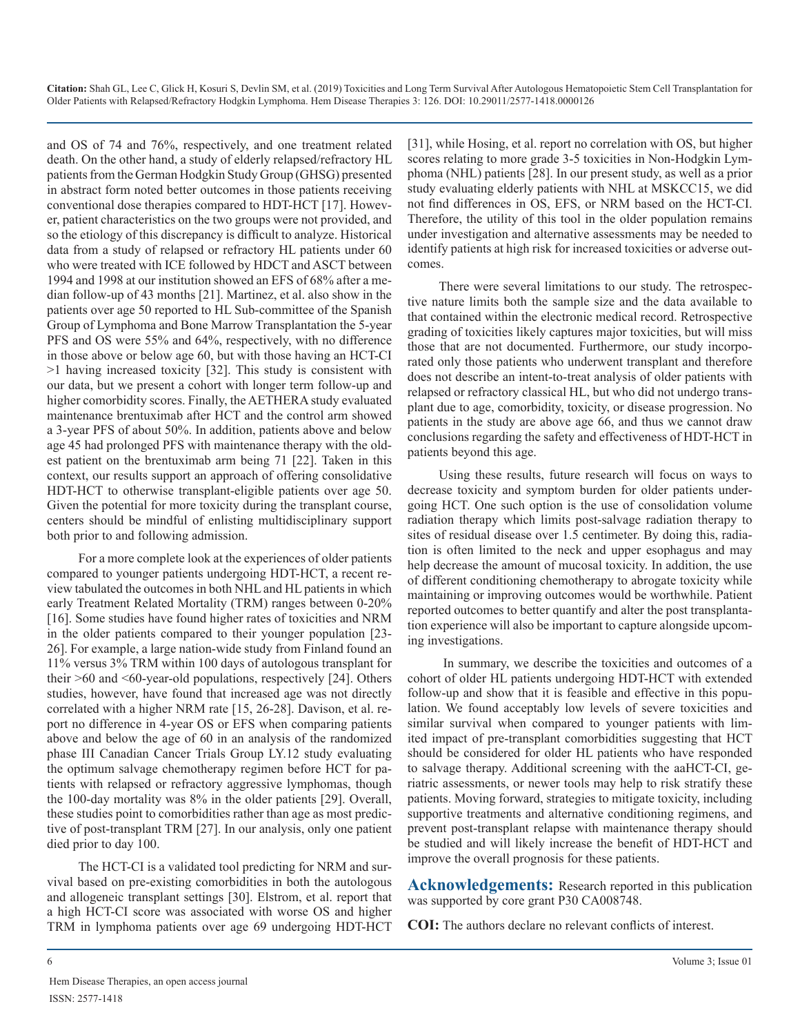and OS of 74 and 76%, respectively, and one treatment related death. On the other hand, a study of elderly relapsed/refractory HL patients from the German Hodgkin Study Group (GHSG) presented in abstract form noted better outcomes in those patients receiving conventional dose therapies compared to HDT-HCT [17]. However, patient characteristics on the two groups were not provided, and so the etiology of this discrepancy is difficult to analyze. Historical data from a study of relapsed or refractory HL patients under 60 who were treated with ICE followed by HDCT and ASCT between 1994 and 1998 at our institution showed an EFS of 68% after a median follow-up of 43 months [21]. Martinez, et al. also show in the patients over age 50 reported to HL Sub-committee of the Spanish Group of Lymphoma and Bone Marrow Transplantation the 5-year PFS and OS were 55% and 64%, respectively, with no difference in those above or below age 60, but with those having an HCT-CI >1 having increased toxicity [32]. This study is consistent with our data, but we present a cohort with longer term follow-up and higher comorbidity scores. Finally, the AETHERA study evaluated maintenance brentuximab after HCT and the control arm showed a 3-year PFS of about 50%. In addition, patients above and below age 45 had prolonged PFS with maintenance therapy with the oldest patient on the brentuximab arm being 71 [22]. Taken in this context, our results support an approach of offering consolidative HDT-HCT to otherwise transplant-eligible patients over age 50. Given the potential for more toxicity during the transplant course, centers should be mindful of enlisting multidisciplinary support both prior to and following admission.

For a more complete look at the experiences of older patients compared to younger patients undergoing HDT-HCT, a recent review tabulated the outcomes in both NHL and HL patients in which early Treatment Related Mortality (TRM) ranges between 0-20% [16]. Some studies have found higher rates of toxicities and NRM in the older patients compared to their younger population [23-26]. For example, a large nation-wide study from Finland found an 11% versus 3% TRM within 100 days of autologous transplant for their >60 and <60-year-old populations, respectively [24]. Others studies, however, have found that increased age was not directly correlated with a higher NRM rate [15, 26-28]. Davison, et al. report no difference in 4-year OS or EFS when comparing patients above and below the age of 60 in an analysis of the randomized phase III Canadian Cancer Trials Group LY.12 study evaluating the optimum salvage chemotherapy regimen before HCT for patients with relapsed or refractory aggressive lymphomas, though the 100-day mortality was 8% in the older patients [29]. Overall, these studies point to comorbidities rather than age as most predictive of post-transplant TRM [27]. In our analysis, only one patient died prior to day 100.

The HCT-CI is a validated tool predicting for NRM and survival based on pre-existing comorbidities in both the autologous and allogeneic transplant settings [30]. Elstrom, et al. report that a high HCT-CI score was associated with worse OS and higher TRM in lymphoma patients over age 69 undergoing HDT-HCT [31], while Hosing, et al. report no correlation with OS, but higher scores relating to more grade 3-5 toxicities in Non-Hodgkin Lymphoma (NHL) patients [28]. In our present study, as well as a prior study evaluating elderly patients with NHL at MSKCC15, we did not find differences in OS, EFS, or NRM based on the HCT-CI. Therefore, the utility of this tool in the older population remains under investigation and alternative assessments may be needed to identify patients at high risk for increased toxicities or adverse outcomes.

There were several limitations to our study. The retrospective nature limits both the sample size and the data available to that contained within the electronic medical record. Retrospective grading of toxicities likely captures major toxicities, but will miss those that are not documented. Furthermore, our study incorporated only those patients who underwent transplant and therefore does not describe an intent-to-treat analysis of older patients with relapsed or refractory classical HL, but who did not undergo transplant due to age, comorbidity, toxicity, or disease progression. No patients in the study are above age 66, and thus we cannot draw conclusions regarding the safety and effectiveness of HDT-HCT in patients beyond this age.

Using these results, future research will focus on ways to decrease toxicity and symptom burden for older patients undergoing HCT. One such option is the use of consolidation volume radiation therapy which limits post-salvage radiation therapy to sites of residual disease over 1.5 centimeter. By doing this, radiation is often limited to the neck and upper esophagus and may help decrease the amount of mucosal toxicity. In addition, the use of different conditioning chemotherapy to abrogate toxicity while maintaining or improving outcomes would be worthwhile. Patient reported outcomes to better quantify and alter the post transplantation experience will also be important to capture alongside upcoming investigations.

In summary, we describe the toxicities and outcomes of a cohort of older HL patients undergoing HDT-HCT with extended follow-up and show that it is feasible and effective in this population. We found acceptably low levels of severe toxicities and similar survival when compared to younger patients with limited impact of pre-transplant comorbidities suggesting that HCT should be considered for older HL patients who have responded to salvage therapy. Additional screening with the aaHCT-CI, geriatric assessments, or newer tools may help to risk stratify these patients. Moving forward, strategies to mitigate toxicity, including supportive treatments and alternative conditioning regimens, and prevent post-transplant relapse with maintenance therapy should be studied and will likely increase the benefit of HDT-HCT and improve the overall prognosis for these patients.

**Acknowledgements:** Research reported in this publication was supported by core grant P30 CA008748.

**COI:** The authors declare no relevant conflicts of interest.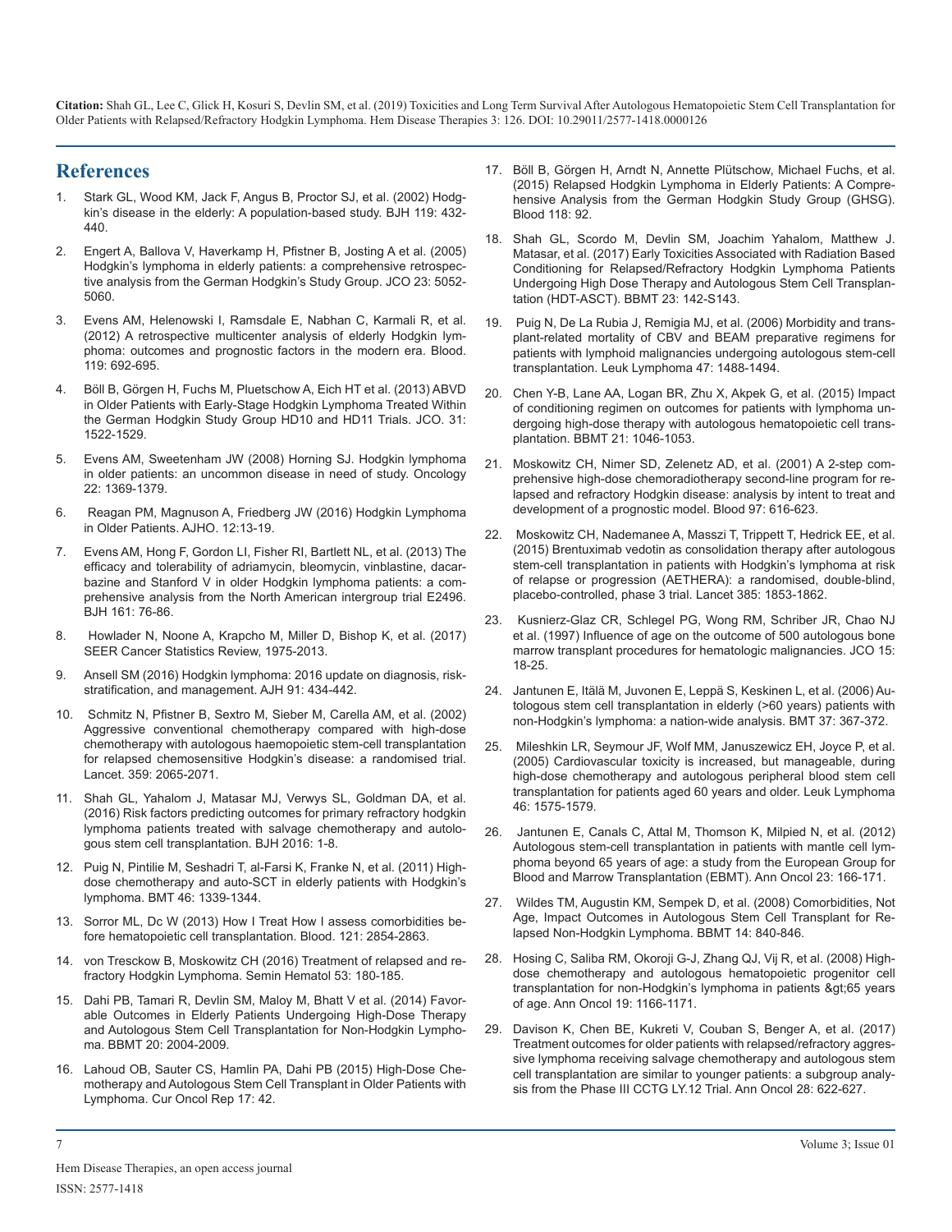## References

1. Stark GL, Wood KM, Jack F, Angus B, Proctor SJ, et al. (2002) Hodgkin's disease in the elderly: A population-based study. BJH 119: 432-440.

2. Engert A, Ballova V, Haverkamp H, Pfistner B, Josting A et al. (2005) Hodgkin's lymphoma in elderly patients: a comprehensive retrospective analysis from the German Hodgkin's Study Group. JCO 23: 5052-5060.

3. Evens AM, Helenowski I, Ramsdale E, Nabhan C, Karmali R, et al. (2012) A retrospective multicenter analysis of elderly Hodgkin lymphoma: outcomes and prognostic factors in the modern era. Blood. 119: 692-695.

4. Böll B, Görgen H, Fuchs M, Pluetschow A, Eich HT et al. (2013) ABVD in Older Patients with Early-Stage Hodgkin Lymphoma Treated Within the German Hodgkin Study Group HD10 and HD11 Trials. JCO. 31: 1522-1529.

5. Evens AM, Sweetenham JW (2008) Horning SJ. Hodgkin lymphoma in older patients: an uncommon disease in need of study. Oncology 22: 1369-1379.

6. Reagan PM, Magnuson A, Friedberg JW (2016) Hodgkin Lymphoma in Older Patients. AJHO. 12:13-19.

7. Evens AM, Hong F, Gordon LI, Fisher RI, Bartlett NL, et al. (2013) The efficacy and tolerability of adriamycin, bleomycin, vinblastine, dacarbazine and Stanford V in older Hodgkin lymphoma patients: a comprehensive analysis from the North American intergroup trial E2496. BJH 161: 76-86.

8. Howlader N, Noone A, Krapcho M, Miller D, Bishop K, et al. (2017) SEER Cancer Statistics Review, 1975-2013.

9. Ansell SM (2016) Hodgkin lymphoma: 2016 update on diagnosis, risk-stratification, and management. AJH 91: 434-442.

10. Schmitz N, Pfistner B, Sextro M, Sieber M, Carella AM, et al. (2002) Aggressive conventional chemotherapy compared with high-dose chemotherapy with autologous haemopoietic stem-cell transplantation for relapsed chemosensitive Hodgkin's disease: a randomised trial. Lancet. 359: 2065-2071.

11. Shah GL, Yahalom J, Matasar MJ, Verwys SL, Goldman DA, et al. (2016) Risk factors predicting outcomes for primary refractory hodgkin lymphoma patients treated with salvage chemotherapy and autologous stem cell transplantation. BJH 2016: 1-8.

12. Puig N, Pintilie M, Seshadri T, al-Farsi K, Franke N, et al. (2011) High-dose chemotherapy and auto-SCT in elderly patients with Hodgkin's lymphoma. BMT 46: 1339-1344.

13. Sorror ML, Dc W (2013) How I Treat How I assess comorbidities before hematopoietic cell transplantation. Blood. 121: 2854-2863.

14. von Tresckow B, Moskowitz CH (2016) Treatment of relapsed and refractory Hodgkin Lymphoma. Semin Hematol 53: 180-185.

15. Dahi PB, Tamari R, Devlin SM, Maloy M, Bhatt V et al. (2014) Favorable Outcomes in Elderly Patients Undergoing High-Dose Therapy and Autologous Stem Cell Transplantation for Non-Hodgkin Lymphoma. BBMT 20: 2004-2009.

16. Lahoud OB, Sauter CS, Hamlin PA, Dahi PB (2015) High-Dose Chemotherapy and Autologous Stem Cell Transplant in Older Patients with Lymphoma. Cur Oncol Rep 17: 42.

17. Böll B, Görgen H, Arndt N, Annette Plütschow, Michael Fuchs, et al. (2015) Relapsed Hodgkin Lymphoma in Elderly Patients: A Comprehensive Analysis from the German Hodgkin Study Group (GHSG). Blood 118: 92.

18. Shah GL, Scordo M, Devlin SM, Joachim Yahalom, Matthew J. Matasar, et al. (2017) Early Toxicities Associated with Radiation Based Conditioning for Relapsed/Refractory Hodgkin Lymphoma Patients Undergoing High Dose Therapy and Autologous Stem Cell Transplantation (HDT-ASCT). BBMT 23: 142-S143.

19. Puig N, De La Rubia J, Remigia MJ, et al. (2006) Morbidity and transplant-related mortality of CBV and BEAM preparative regimens for patients with lymphoid malignancies undergoing autologous stem-cell transplantation. Leuk Lymphoma 47: 1488-1494.

20. Chen Y-B, Lane AA, Logan BR, Zhu X, Akpek G, et al. (2015) Impact of conditioning regimen on outcomes for patients with lymphoma undergoing high-dose therapy with autologous hematopoietic cell transplantation. BBMT 21: 1046-1053.

21. Moskowitz CH, Nimer SD, Zelenetz AD, et al. (2001) A 2-step comprehensive high-dose chemoradiotherapy second-line program for relapsed and refractory Hodgkin disease: analysis by intent to treat and development of a prognostic model. Blood 97: 616-623.

22. Moskowitz CH, Nademanee A, Masszi T, Trippett T, Hedrick EE, et al. (2015) Brentuximab vedotin as consolidation therapy after autologous stem-cell transplantation in patients with Hodgkin's lymphoma at risk of relapse or progression (AETHERA): a randomised, double-blind, placebo-controlled, phase 3 trial. Lancet 385: 1853-1862.

23. Kusnierz-Glaz CR, Schlegel PG, Wong RM, Schriber JR, Chao NJ et al. (1997) Influence of age on the outcome of 500 autologous bone marrow transplant procedures for hematologic malignancies. JCO 15: 18-25.

24. Jantunen E, Itälä M, Juvonen E, Leppä S, Keskinen L, et al. (2006) Autologous stem cell transplantation in elderly (>60 years) patients with non-Hodgkin's lymphoma: a nation-wide analysis. BMT 37: 367-372.

25. Mileshkin LR, Seymour JF, Wolf MM, Januszewicz EH, Joyce P, et al. (2005) Cardiovascular toxicity is increased, but manageable, during high-dose chemotherapy and autologous peripheral blood stem cell transplantation for patients aged 60 years and older. Leuk Lymphoma 46: 1575-1579.

26. Jantunen E, Canals C, Attal M, Thomson K, Milpied N, et al. (2012) Autologous stem-cell transplantation in patients with mantle cell lymphoma beyond 65 years of age: a study from the European Group for Blood and Marrow Transplantation (EBMT). Ann Oncol 23: 166-171.

27. Wildes TM, Augustin KM, Sempek D, et al. (2008) Comorbidities, Not Age, Impact Outcomes in Autologous Stem Cell Transplant for Relapsed Non-Hodgkin Lymphoma. BBMT 14: 840-846.

28. Hosing C, Saliba RM, Okoroji G-J, Zhang QJ, Vij R, et al. (2008) High-dose chemotherapy and autologous hematopoietic progenitor cell transplantation for non-Hodgkin's lymphoma in patients &gt;65 years of age. Ann Oncol 19: 1166-1171.

29. Davison K, Chen BE, Kukreti V, Couban S, Benger A, et al. (2017) Treatment outcomes for older patients with relapsed/refractory aggressive lymphoma receiving salvage chemotherapy and autologous stem cell transplantation are similar to younger patients: a subgroup analysis from the Phase III CCTG LY.12 Trial. Ann Oncol 28: 622-627.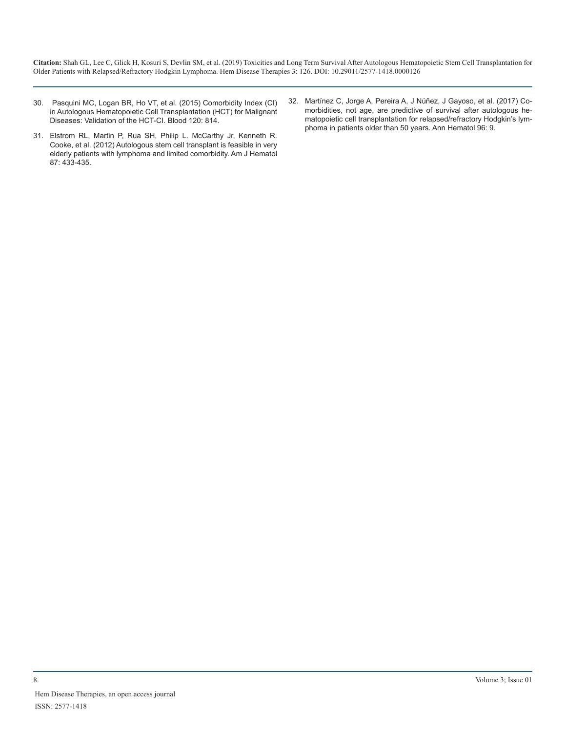30. Pasquini MC, Logan BR, Ho VT, et al. (2015) Comorbidity Index (CI) in Autologous Hematopoietic Cell Transplantation (HCT) for Malignant Diseases: Validation of the HCT-CI. Blood 120: 814.

31. Elstrom RL, Martin P, Rua SH, Philip L. McCarthy Jr, Kenneth R. Cooke, et al. (2012) Autologous stem cell transplant is feasible in very elderly patients with lymphoma and limited comorbidity. Am J Hematol 87: 433-435.

32. Martínez C, Jorge A, Pereira A, J Núñez, J Gayoso, et al. (2017) Comorbidities, not age, are predictive of survival after autologous hematopoietic cell transplantation for relapsed/refractory Hodgkin's lymphoma in patients older than 50 years. Ann Hematol 96: 9.